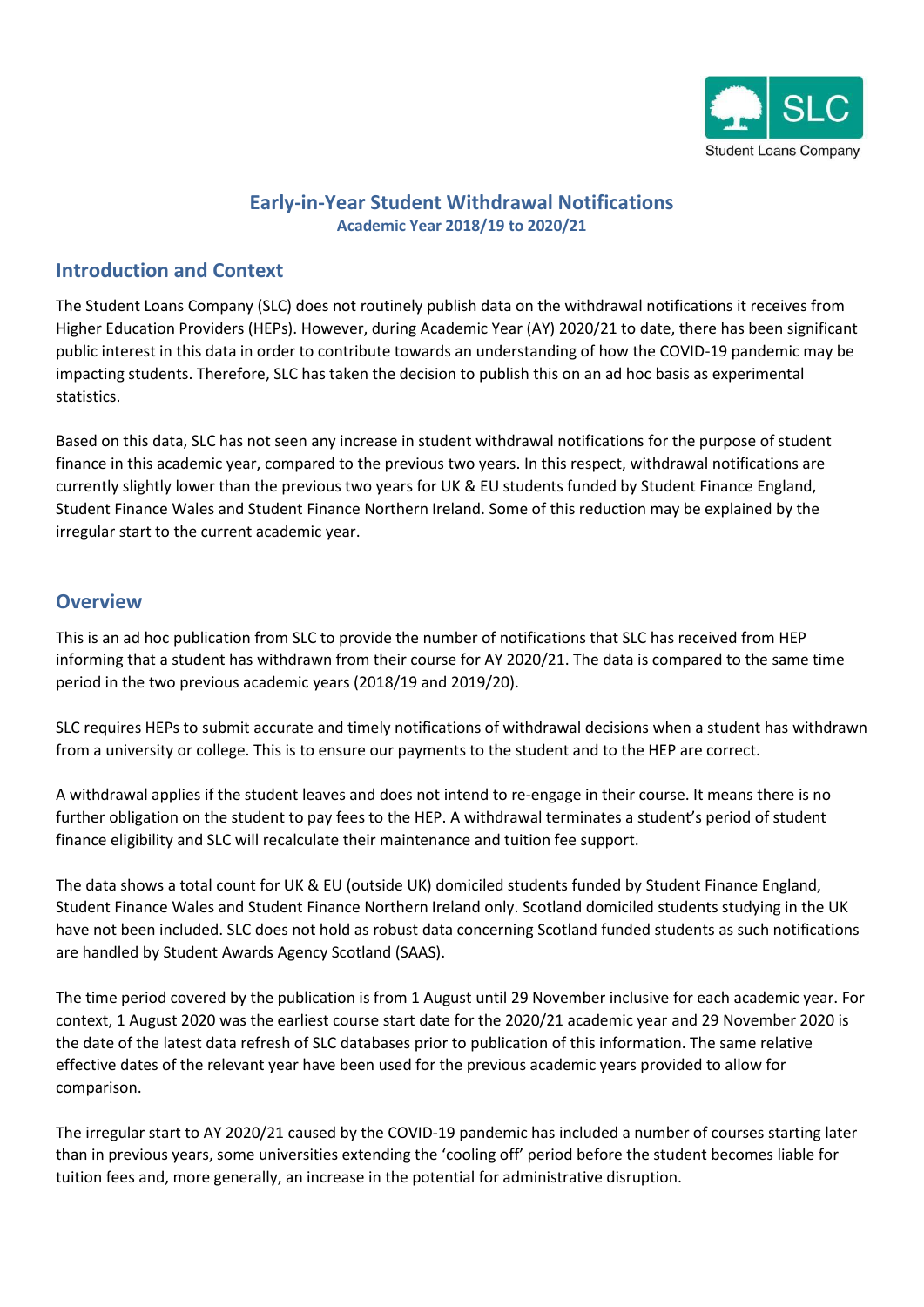# Early-in-Year Student Withdrawal Notifications

**Academic Year 2018/19 to 2020/21**

## Introduction and Context

The Student Loans Company (SLC) does not routinely publish data on the withdrawal notifications it receives from Higher Education Providers (HEPs). However, during Academic Year (AY) 2020/21 to date, there has been significant public interest in this data in order to contribute towards an understanding of how the COVID-19 pandemic may be impacting students. Therefore, SLC has taken the decision to publish this on an ad hoc basis as experimental statistics.

Based on this data, SLC has not seen any increase in student withdrawal notifications for the purpose of student finance in this academic year, compared to the previous two years. In this respect, withdrawal notifications are currently slightly lower than the previous two years for UK & EU students funded by Student Finance England, Student Finance Wales and Student Finance Northern Ireland. Some of this reduction may be explained by the irregular start to the current academic year.

## Overview

This is an ad hoc publication from SLC to provide the number of notifications that SLC has received from HEP informing that a student has withdrawn from their course for AY 2020/21. The data is compared to the same time period in the two previous academic years (2018/19 and 2019/20).

SLC requires HEPs to submit accurate and timely notifications of withdrawal decisions when a student has withdrawn from a university or college. This is to ensure our payments to the student and to the HEP are correct.

A withdrawal applies if the student leaves and does not intend to re-engage in their course. It means there is no further obligation on the student to pay fees to the HEP. A withdrawal terminates a student's period of student finance eligibility and SLC will recalculate their maintenance and tuition fee support.

The data shows a total count for UK & EU (outside UK) domiciled students funded by Student Finance England, Student Finance Wales and Student Finance Northern Ireland only. Scotland domiciled students studying in the UK have not been included. SLC does not hold as robust data concerning Scotland funded students as such notifications are handled by Student Awards Agency Scotland (SAAS).

The time period covered by the publication is from 1 August until 29 November inclusive for each academic year. For context, 1 August 2020 was the earliest course start date for the 2020/21 academic year and 29 November 2020 is the date of the latest data refresh of SLC databases prior to publication of this information. The same relative effective dates of the relevant year have been used for the previous academic years provided to allow for comparison.

The irregular start to AY 2020/21 caused by the COVID-19 pandemic has included a number of courses starting later than in previous years, some universities extending the 'cooling off' period before the student becomes liable for tuition fees and, more generally, an increase in the potential for administrative disruption.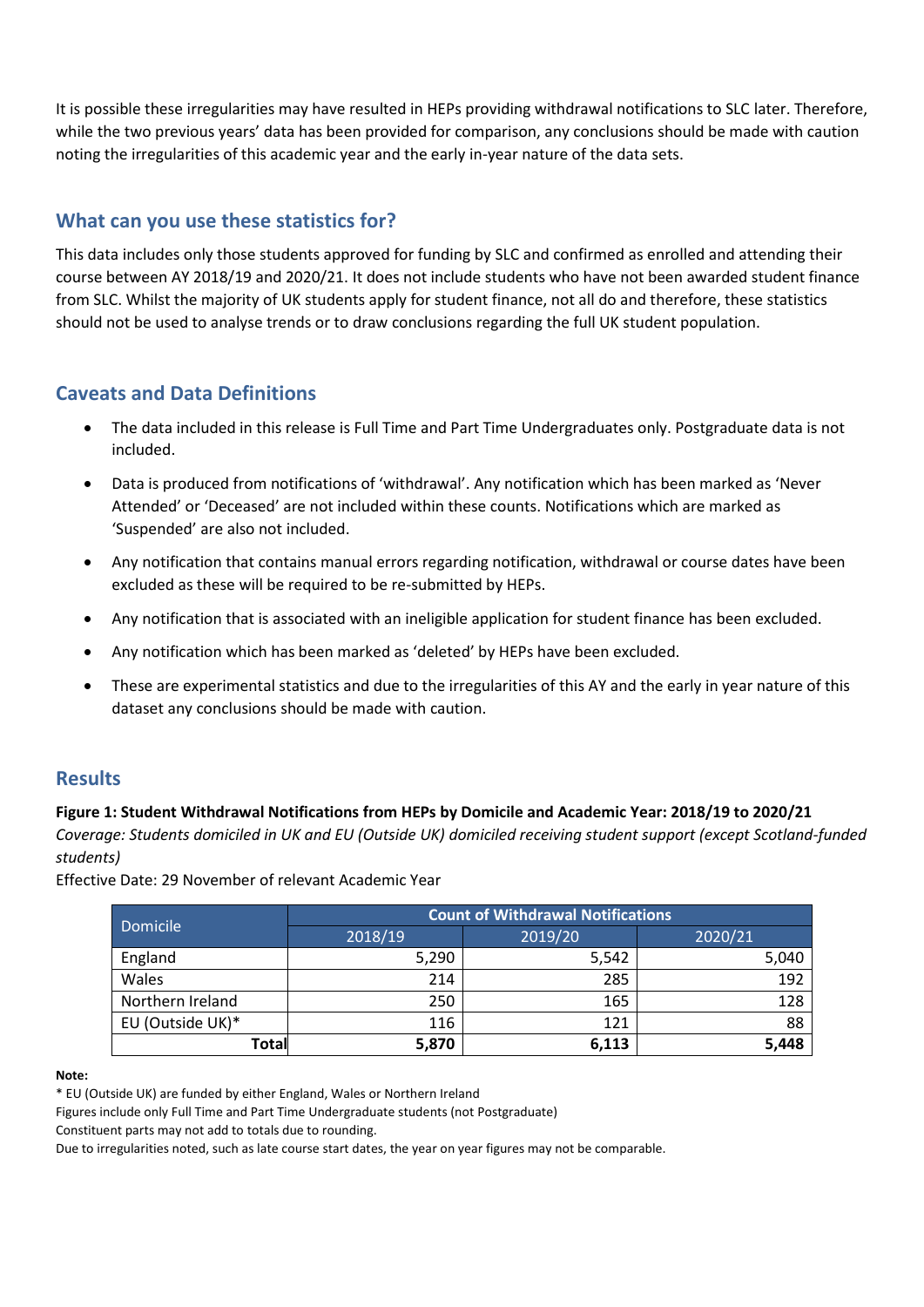It is possible these irregularities may have resulted in HEPs providing withdrawal notifications to SLC later. Therefore, while the two previous years' data has been provided for comparison, any conclusions should be made with caution noting the irregularities of this academic year and the early in-year nature of the data sets.

## What can you use these statistics for?

This data includes only those students approved for funding by SLC and confirmed as enrolled and attending their course between AY 2018/19 and 2020/21. It does not include students who have not been awarded student finance from SLC. Whilst the majority of UK students apply for student finance, not all do and therefore, these statistics should not be used to analyse trends or to draw conclusions regarding the full UK student population.

## Caveats and Data Definitions

- The data included in this release is Full Time and Part Time Undergraduates only. Postgraduate data is not included.
- Data is produced from notifications of 'withdrawal'. Any notification which has been marked as 'Never Attended' or 'Deceased' are not included within these counts. Notifications which are marked as 'Suspended' are also not included.
- Any notification that contains manual errors regarding notification, withdrawal or course dates have been excluded as these will be required to be re-submitted by HEPs.
- Any notification that is associated with an ineligible application for student finance has been excluded.
- Any notification which has been marked as 'deleted' by HEPs have been excluded.
- These are experimental statistics and due to the irregularities of this AY and the early in year nature of this dataset any conclusions should be made with caution.

## Results

**Figure 1: Student Withdrawal Notifications from HEPs by Domicile and Academic Year: 2018/19 to 2020/21**

*Coverage: Students domiciled in UK and EU (Outside UK) domiciled receiving student support (except Scotland-funded students)*

Effective Date: 29 November of relevant Academic Year

| Domicile | Count of Withdrawal Notifications | | |
|---|---|---|---|
| | 2018/19 | 2019/20 | 2020/21 |
| England | 5,290 | 5,542 | 5,040 |
| Wales | 214 | 285 | 192 |
| Northern Ireland | 250 | 165 | 128 |
| EU (Outside UK)* | 116 | 121 | 88 |
| **Total** | **5,870** | **6,113** | **5,448** |

**Note:**

* EU (Outside UK) are funded by either England, Wales or Northern Ireland

Figures include only Full Time and Part Time Undergraduate students (not Postgraduate)

Constituent parts may not add to totals due to rounding.

Due to irregularities noted, such as late course start dates, the year on year figures may not be comparable.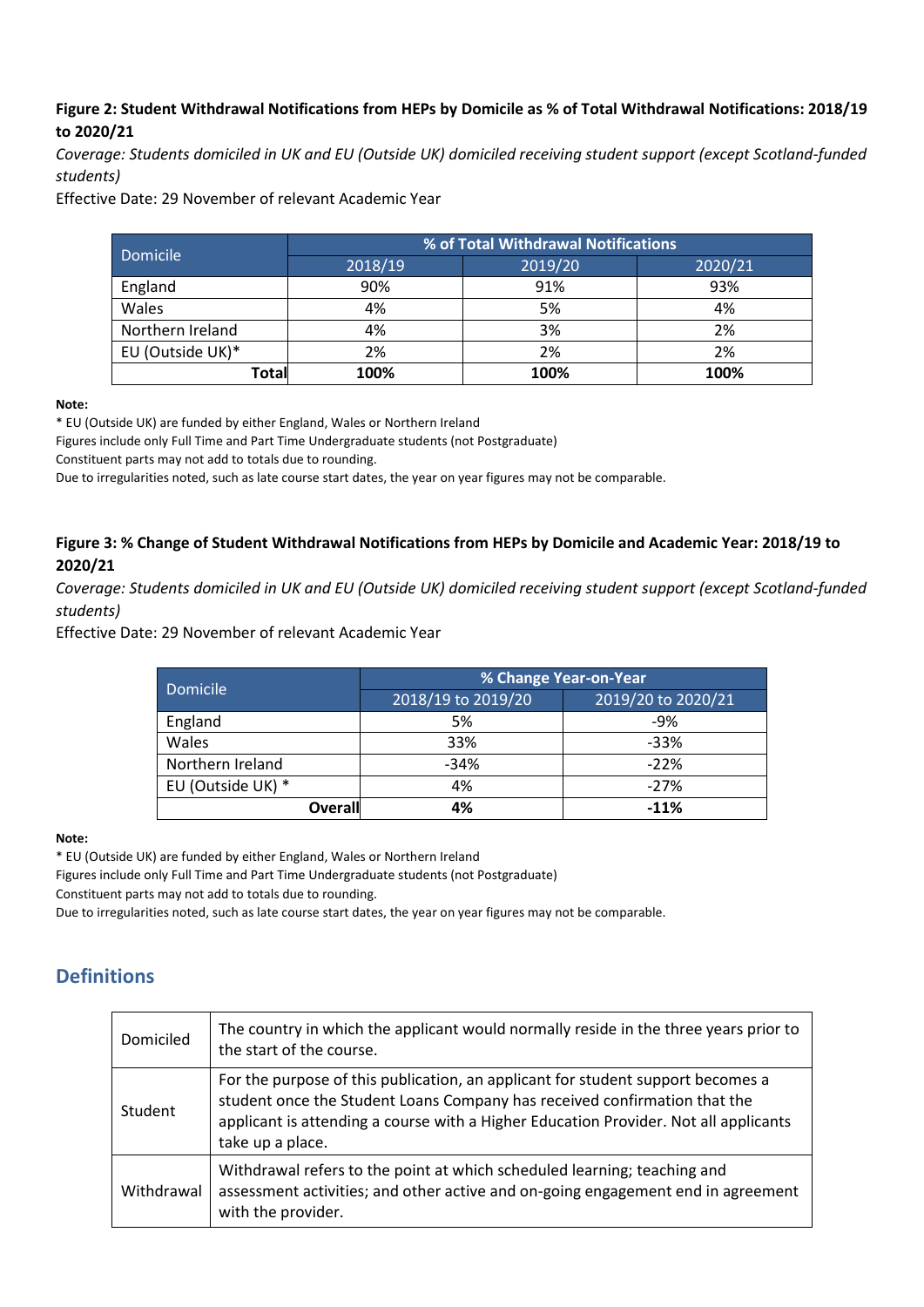**Figure 2: Student Withdrawal Notifications from HEPs by Domicile as % of Total Withdrawal Notifications: 2018/19 to 2020/21**

*Coverage: Students domiciled in UK and EU (Outside UK) domiciled receiving student support (except Scotland-funded students)*

Effective Date: 29 November of relevant Academic Year

| Domicile | % of Total Withdrawal Notifications | | |
|---|---|---|---|
| | 2018/19 | 2019/20 | 2020/21 |
| England | 90% | 91% | 93% |
| Wales | 4% | 5% | 4% |
| Northern Ireland | 4% | 3% | 2% |
| EU (Outside UK)* | 2% | 2% | 2% |
| **Total** | **100%** | **100%** | **100%** |

**Note:**

* EU (Outside UK) are funded by either England, Wales or Northern Ireland

Figures include only Full Time and Part Time Undergraduate students (not Postgraduate)

Constituent parts may not add to totals due to rounding.

Due to irregularities noted, such as late course start dates, the year on year figures may not be comparable.

**Figure 3: % Change of Student Withdrawal Notifications from HEPs by Domicile and Academic Year: 2018/19 to 2020/21**

*Coverage: Students domiciled in UK and EU (Outside UK) domiciled receiving student support (except Scotland-funded students)*

Effective Date: 29 November of relevant Academic Year

| Domicile | % Change Year-on-Year | |
|---|---|---|
| | 2018/19 to 2019/20 | 2019/20 to 2020/21 |
| England | 5% | -9% |
| Wales | 33% | -33% |
| Northern Ireland | -34% | -22% |
| EU (Outside UK) * | 4% | -27% |
| **Overall** | **4%** | **-11%** |

**Note:**

* EU (Outside UK) are funded by either England, Wales or Northern Ireland

Figures include only Full Time and Part Time Undergraduate students (not Postgraduate)

Constituent parts may not add to totals due to rounding.

Due to irregularities noted, such as late course start dates, the year on year figures may not be comparable.

## Definitions

| | |
|---|---|
| Domiciled | The country in which the applicant would normally reside in the three years prior to the start of the course. |
| Student | For the purpose of this publication, an applicant for student support becomes a student once the Student Loans Company has received confirmation that the applicant is attending a course with a Higher Education Provider. Not all applicants take up a place. |
| Withdrawal | Withdrawal refers to the point at which scheduled learning; teaching and assessment activities; and other active and on-going engagement end in agreement with the provider. |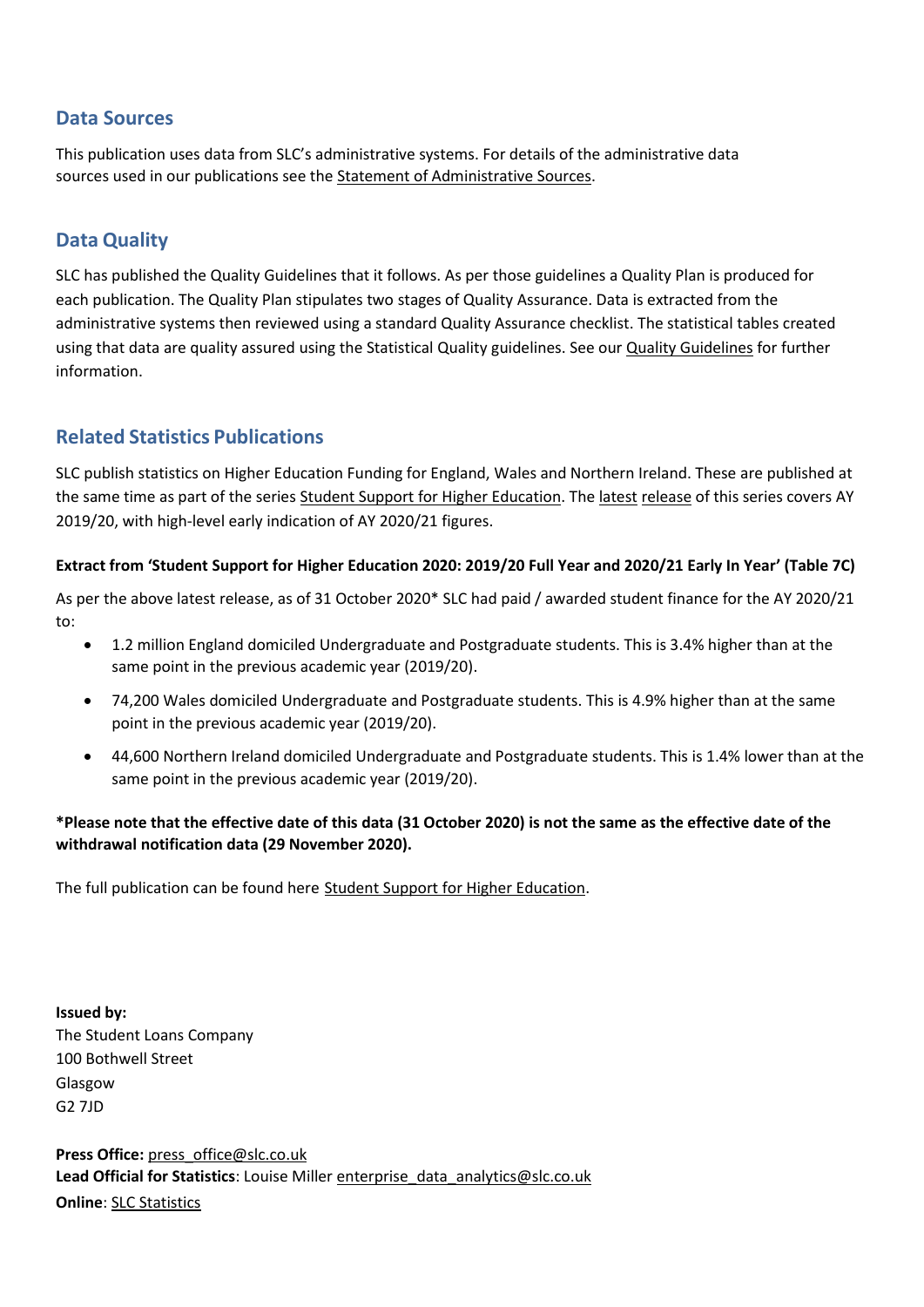## Data Sources

This publication uses data from SLC's administrative systems. For details of the administrative data sources used in our publications see the Statement of Administrative Sources.

## Data Quality

SLC has published the Quality Guidelines that it follows. As per those guidelines a Quality Plan is produced for each publication. The Quality Plan stipulates two stages of Quality Assurance. Data is extracted from the administrative systems then reviewed using a standard Quality Assurance checklist. The statistical tables created using that data are quality assured using the Statistical Quality guidelines. See our Quality Guidelines for further information.

## Related Statistics Publications

SLC publish statistics on Higher Education Funding for England, Wales and Northern Ireland. These are published at the same time as part of the series Student Support for Higher Education. The latest release of this series covers AY 2019/20, with high-level early indication of AY 2020/21 figures.

**Extract from 'Student Support for Higher Education 2020: 2019/20 Full Year and 2020/21 Early In Year' (Table 7C)**

As per the above latest release, as of 31 October 2020* SLC had paid / awarded student finance for the AY 2020/21 to:

- 1.2 million England domiciled Undergraduate and Postgraduate students. This is 3.4% higher than at the same point in the previous academic year (2019/20).
- 74,200 Wales domiciled Undergraduate and Postgraduate students. This is 4.9% higher than at the same point in the previous academic year (2019/20).
- 44,600 Northern Ireland domiciled Undergraduate and Postgraduate students. This is 1.4% lower than at the same point in the previous academic year (2019/20).

**\*Please note that the effective date of this data (31 October 2020) is not the same as the effective date of the withdrawal notification data (29 November 2020).**

The full publication can be found here Student Support for Higher Education.

**Issued by:**
The Student Loans Company
100 Bothwell Street
Glasgow
G2 7JD

**Press Office:** press_office@slc.co.uk
**Lead Official for Statistics**: Louise Miller enterprise_data_analytics@slc.co.uk
**Online**: SLC Statistics